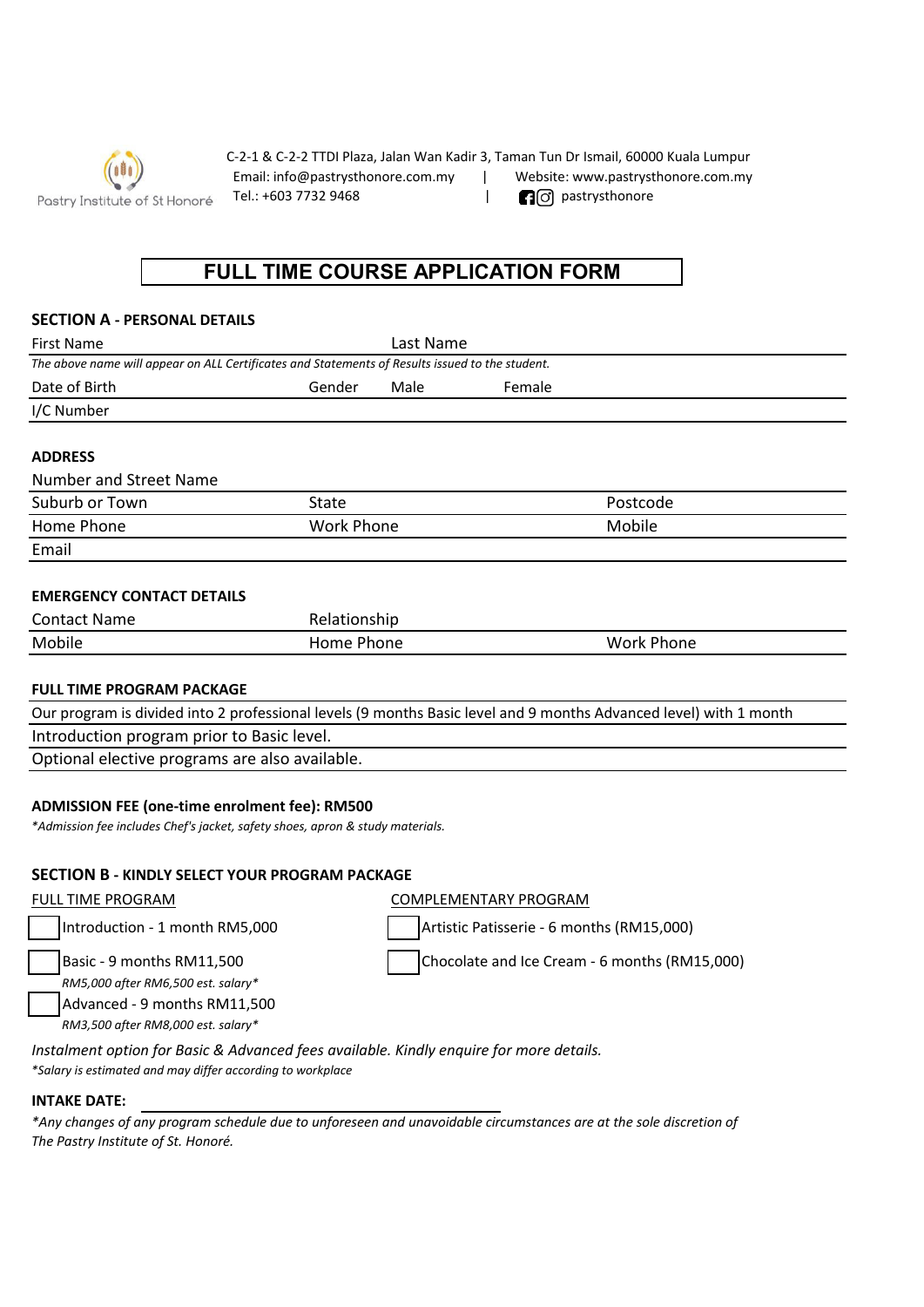Pastry Institute of St Honoré

C-2-1 & C-2-2 TTDI Plaza, Jalan Wan Kadir 3, Taman Tun Dr Ismail, 60000 Kuala Lumpur
Email: info@pastrysthonore.com.my | Website: www.pastrysthonore.com.my
Tel.: +603 7732 9468 | pastrysthonore

# FULL TIME COURSE APPLICATION FORM

## SECTION A - PERSONAL DETAILS

First Name | Last Name

*The above name will appear on ALL Certificates and Statements of Results issued to the student.*

Date of Birth | Gender Male Female

I/C Number

### ADDRESS

Number and Street Name

Suburb or Town | State | Postcode

Home Phone | Work Phone | Mobile

Email

### EMERGENCY CONTACT DETAILS

Contact Name | Relationship

Mobile | Home Phone | Work Phone

### FULL TIME PROGRAM PACKAGE

Our program is divided into 2 professional levels (9 months Basic level and 9 months Advanced level) with 1 month Introduction program prior to Basic level.

Optional elective programs are also available.

### ADMISSION FEE (one-time enrolment fee): RM500

*\*Admission fee includes Chef's jacket, safety shoes, apron & study materials.*

## SECTION B - KINDLY SELECT YOUR PROGRAM PACKAGE

FULL TIME PROGRAM

- ☐ Introduction - 1 month RM5,000
- ☐ Basic - 9 months RM11,500
  *RM5,000 after RM6,500 est. salary\**
- ☐ Advanced - 9 months RM11,500
  *RM3,500 after RM8,000 est. salary\**

COMPLEMENTARY PROGRAM

- ☐ Artistic Patisserie - 6 months (RM15,000)
- ☐ Chocolate and Ice Cream - 6 months (RM15,000)

*Instalment option for Basic & Advanced fees available. Kindly enquire for more details.*

*\*Salary is estimated and may differ according to workplace*

**INTAKE DATE:** ____________________

*\*Any changes of any program schedule due to unforeseen and unavoidable circumstances are at the sole discretion of The Pastry Institute of St. Honoré.*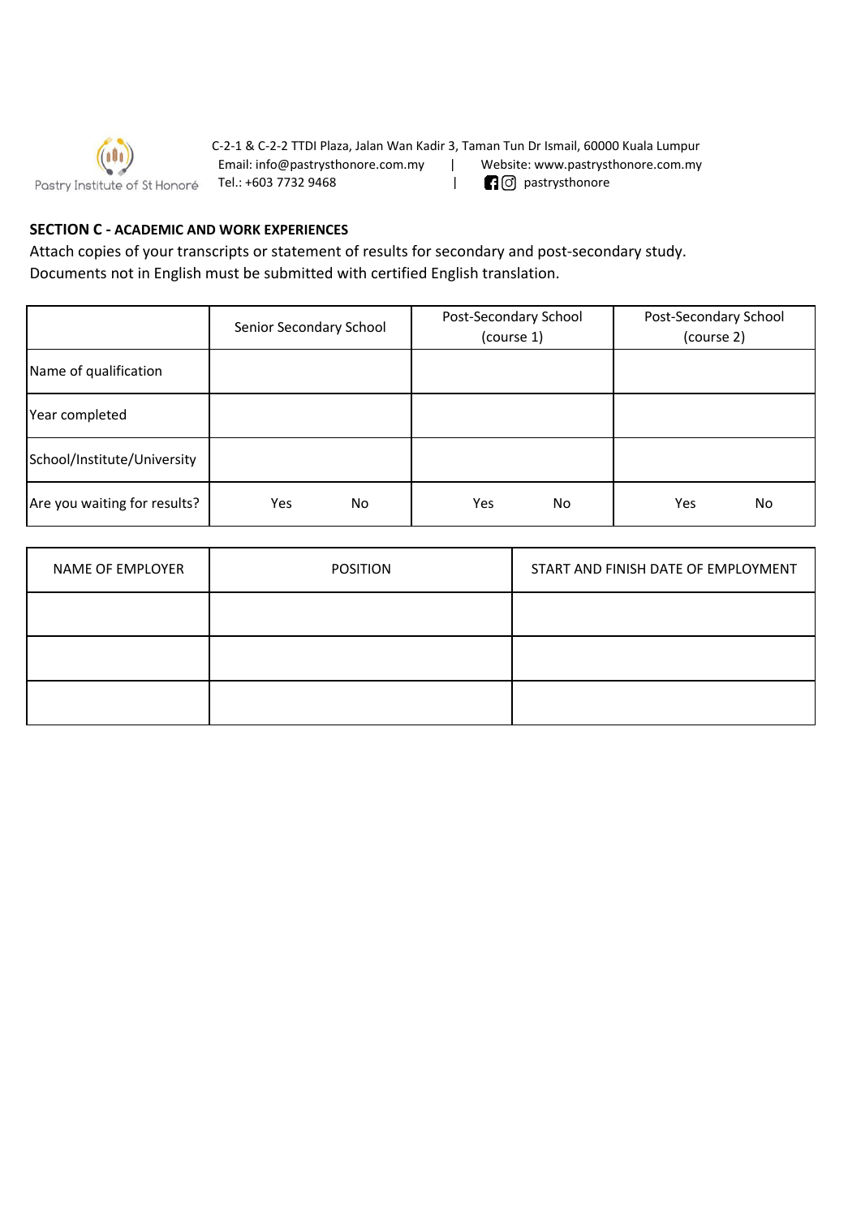C-2-1 & C-2-2 TTDI Plaza, Jalan Wan Kadir 3, Taman Tun Dr Ismail, 60000 Kuala Lumpur
Email: info@pastrysthonore.com.my | Website: www.pastrysthonore.com.my
Tel.: +603 7732 9468 | pastrysthonore

Pastry Institute of St Honoré

**SECTION C - ACADEMIC AND WORK EXPERIENCES**

Attach copies of your transcripts or statement of results for secondary and post-secondary study.
Documents not in English must be submitted with certified English translation.

| | Senior Secondary School | Post-Secondary School (course 1) | Post-Secondary School (course 2) |
|---|---|---|---|
| Name of qualification | | | |
| Year completed | | | |
| School/Institute/University | | | |
| Are you waiting for results? | Yes No | Yes No | Yes No |

| NAME OF EMPLOYER | POSITION | START AND FINISH DATE OF EMPLOYMENT |
|---|---|---|
| | | |
| | | |
| | | |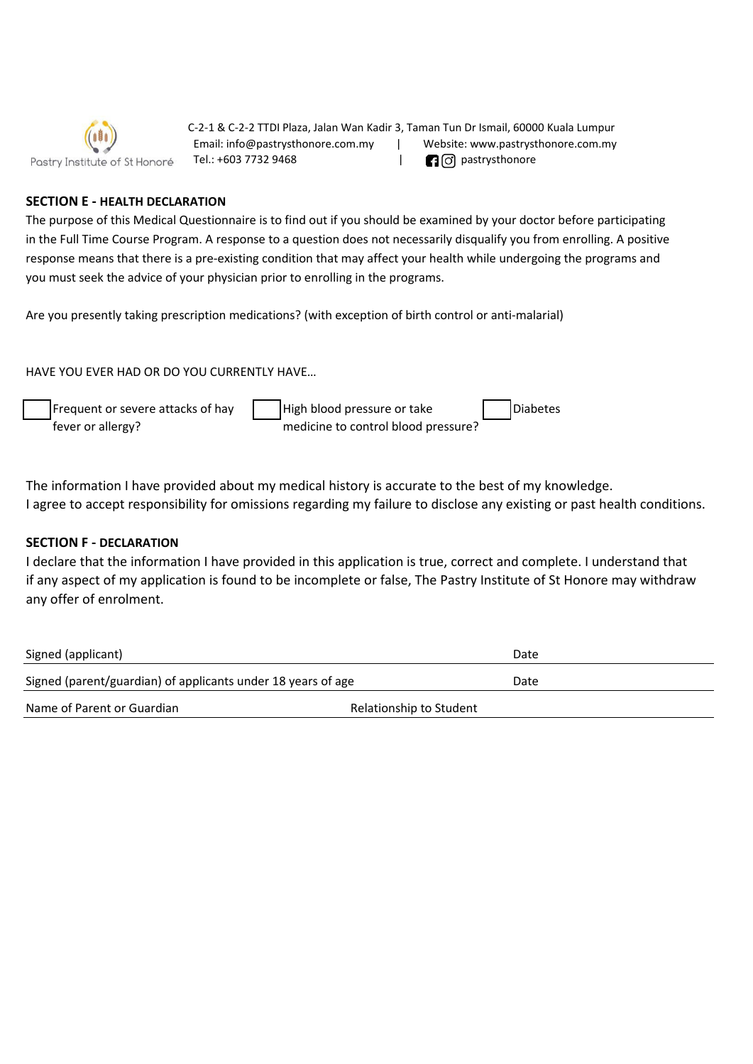Pastry Institute of St Honoré

C-2-1 & C-2-2 TTDI Plaza, Jalan Wan Kadir 3, Taman Tun Dr Ismail, 60000 Kuala Lumpur
Email: info@pastrysthonore.com.my | Website: www.pastrysthonore.com.my
Tel.: +603 7732 9468 | pastrysthonore

**SECTION E - HEALTH DECLARATION**

The purpose of this Medical Questionnaire is to find out if you should be examined by your doctor before participating in the Full Time Course Program. A response to a question does not necessarily disqualify you from enrolling. A positive response means that there is a pre-existing condition that may affect your health while undergoing the programs and you must seek the advice of your physician prior to enrolling in the programs.

Are you presently taking prescription medications? (with exception of birth control or anti-malarial)

HAVE YOU EVER HAD OR DO YOU CURRENTLY HAVE…

- [ ] Frequent or severe attacks of hay fever or allergy?
- [ ] High blood pressure or take medicine to control blood pressure?
- [ ] Diabetes

The information I have provided about my medical history is accurate to the best of my knowledge.
I agree to accept responsibility for omissions regarding my failure to disclose any existing or past health conditions.

**SECTION F - DECLARATION**

I declare that the information I have provided in this application is true, correct and complete. I understand that if any aspect of my application is found to be incomplete or false, The Pastry Institute of St Honore may withdraw any offer of enrolment.

Signed (applicant) ______________________ Date ______________________

Signed (parent/guardian) of applicants under 18 years of age ______________________ Date ______________________

Name of Parent or Guardian ______________________ Relationship to Student ______________________